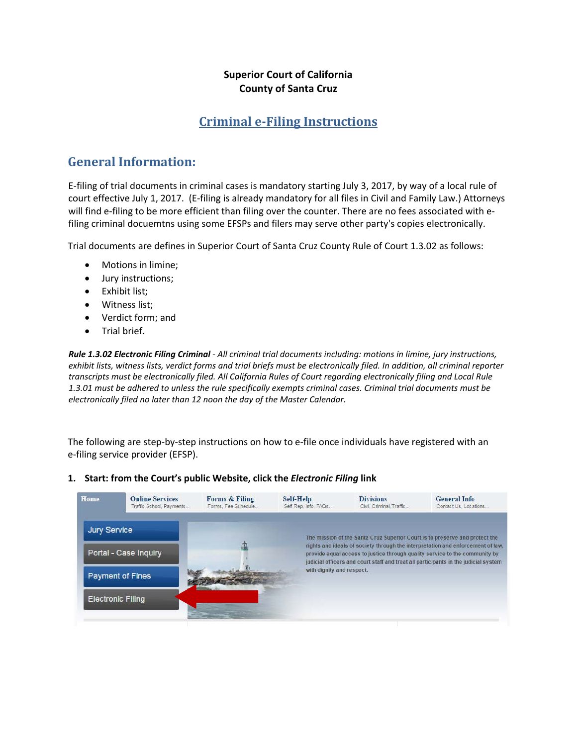**Superior Court of California**
**County of Santa Cruz**

# Criminal e-Filing Instructions

## General Information:

E-filing of trial documents in criminal cases is mandatory starting July 3, 2017, by way of a local rule of court effective July 1, 2017. (E-filing is already mandatory for all files in Civil and Family Law.) Attorneys will find e-filing to be more efficient than filing over the counter. There are no fees associated with e-filing criminal docuemtns using some EFSPs and filers may serve other party's copies electronically.

Trial documents are defines in Superior Court of Santa Cruz County Rule of Court 1.3.02 as follows:

- Motions in limine;
- Jury instructions;
- Exhibit list;
- Witness list;
- Verdict form; and
- Trial brief.

***Rule 1.3.02 Electronic Filing Criminal*** *- All criminal trial documents including: motions in limine, jury instructions, exhibit lists, witness lists, verdict forms and trial briefs must be electronically filed. In addition, all criminal reporter transcripts must be electronically filed. All California Rules of Court regarding electronically filing and Local Rule 1.3.01 must be adhered to unless the rule specifically exempts criminal cases. Criminal trial documents must be electronically filed no later than 12 noon the day of the Master Calendar.*

The following are step-by-step instructions on how to e-file once individuals have registered with an e-filing service provider (EFSP).

**1. Start: from the Court's public Website, click the *Electronic Filing* link**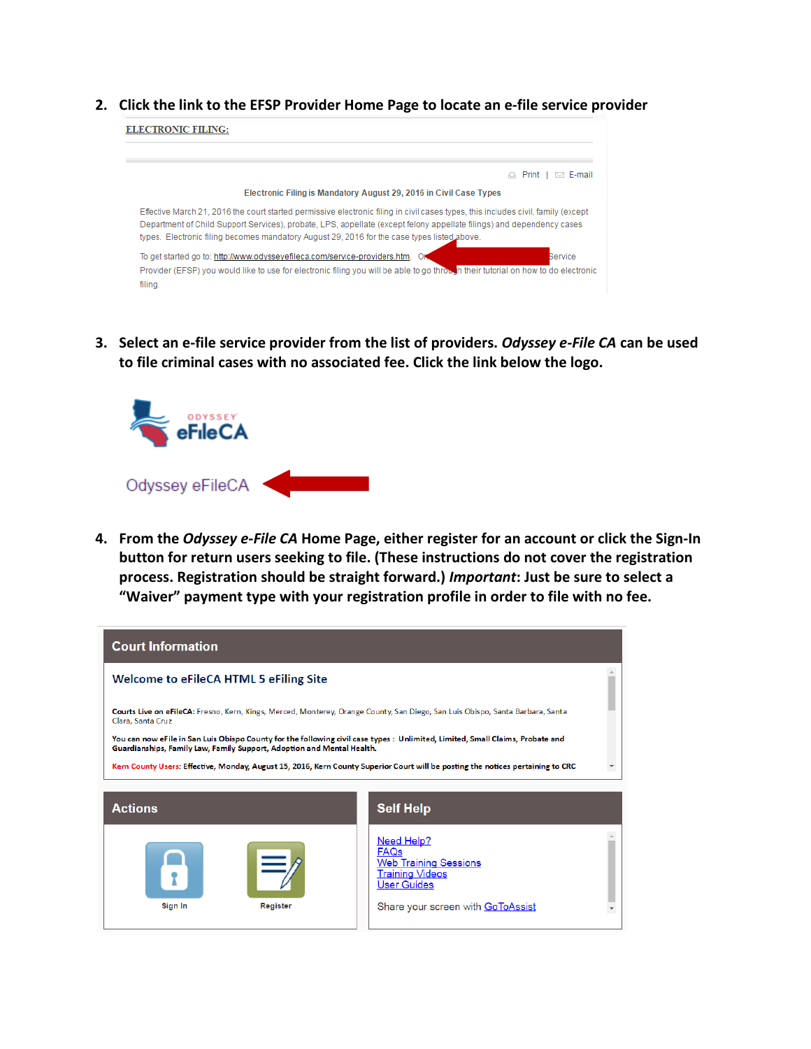2. **Click the link to the EFSP Provider Home Page to locate an e-file service provider**

ELECTRONIC FILING:

Print | E-mail

Electronic Filing is Mandatory August 29, 2016 in Civil Case Types

Effective March 21, 2016 the court started permissive electronic filing in civil cases types, this includes civil, family (except Department of Child Support Services), probate, LPS, appellate (except felony appellate filings) and dependency cases types. Electronic filing becomes mandatory August 29, 2016 for the case types listed above.

To get started go to: http://www.odysseyefileca.com/service-providers.htm. O... Service Provider (EFSP) you would like to use for electronic filing you will be able to go thro...h their tutorial on how to do electronic filing.

3. **Select an e-file service provider from the list of providers. *Odyssey e-File CA* can be used to file criminal cases with no associated fee. Click the link below the logo.**

ODYSSEY eFileCA

Odyssey eFileCA

4. **From the *Odyssey e-File CA* Home Page, either register for an account or click the Sign-In button for return users seeking to file. (These instructions do not cover the registration process. Registration should be straight forward.) *Important*: Just be sure to select a "Waiver" payment type with your registration profile in order to file with no fee.**

**Court Information**

**Welcome to eFileCA HTML 5 eFiling Site**

**Courts Live on eFileCA:** Fresno, Kern, Kings, Merced, Monterey, Orange County, San Diego, San Luis Obispo, Santa Barbara, Santa Clara, Santa Cruz

You can now eFile in San Luis Obispo County for the following civil case types : **Unlimited, Limited, Small Claims, Probate and Guardianships, Family Law, Family Support, Adoption and Mental Health.**

Kern County Users: Effective, Monday, August 15, 2016, Kern County Superior Court will be posting the notices pertaining to CRC

**Actions**

Sign In

Register

**Self Help**

Need Help?
FAQs
Web Training Sessions
Training Videos
User Guides

Share your screen with GoToAssist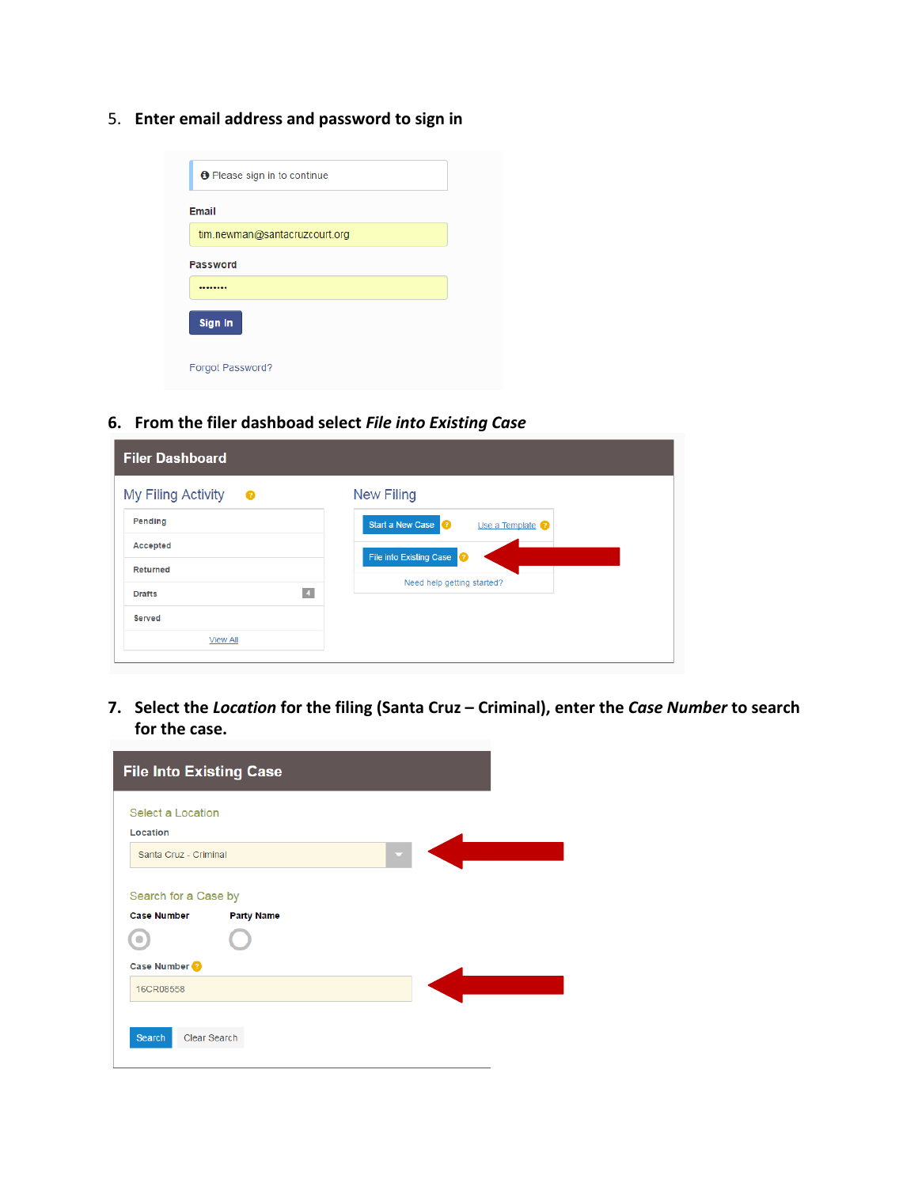5. **Enter email address and password to sign in**

Please sign in to continue

Email

tim.newman@santacruzcourt.org

Password

••••••••

Sign In

Forgot Password?

6. **From the filer dashboad select *File into Existing Case***

Filer Dashboard

My Filing Activity

- Pending
- Accepted
- Returned
- Drafts 4
- Served

View All

New Filing

Start a New Case | Use a Template

File into Existing Case

Need help getting started?

7. **Select the *Location* for the filing (Santa Cruz – Criminal), enter the *Case Number* to search for the case.**

File Into Existing Case

Select a Location

Location

Santa Cruz - Criminal

Search for a Case by

Case Number | Party Name

Case Number

16CR08558

Search | Clear Search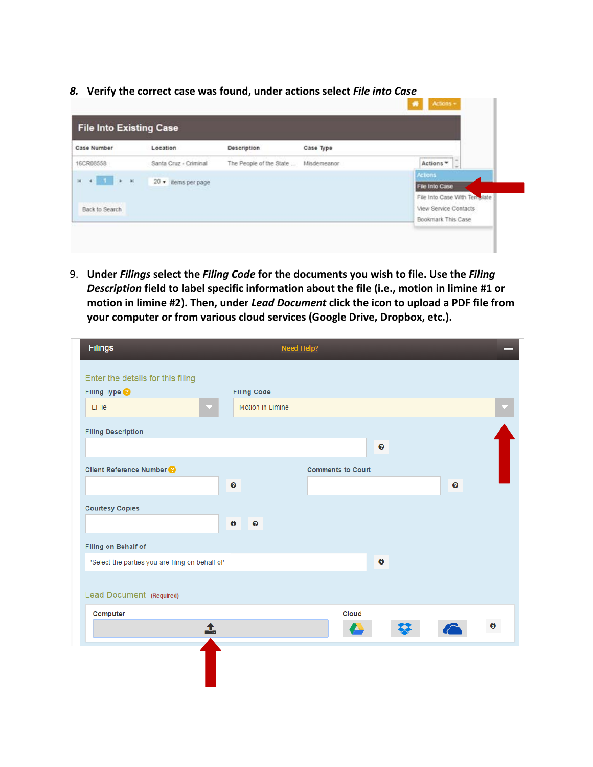8. **Verify the correct case was found, under actions select *File into Case***

9. **Under *Filings* select the *Filing Code* for the documents you wish to file. Use the *Filing Description* field to label specific information about the file (i.e., motion in limine #1 or motion in limine #2). Then, under *Lead Document* click the icon to upload a PDF file from your computer or from various cloud services (Google Drive, Dropbox, etc.).**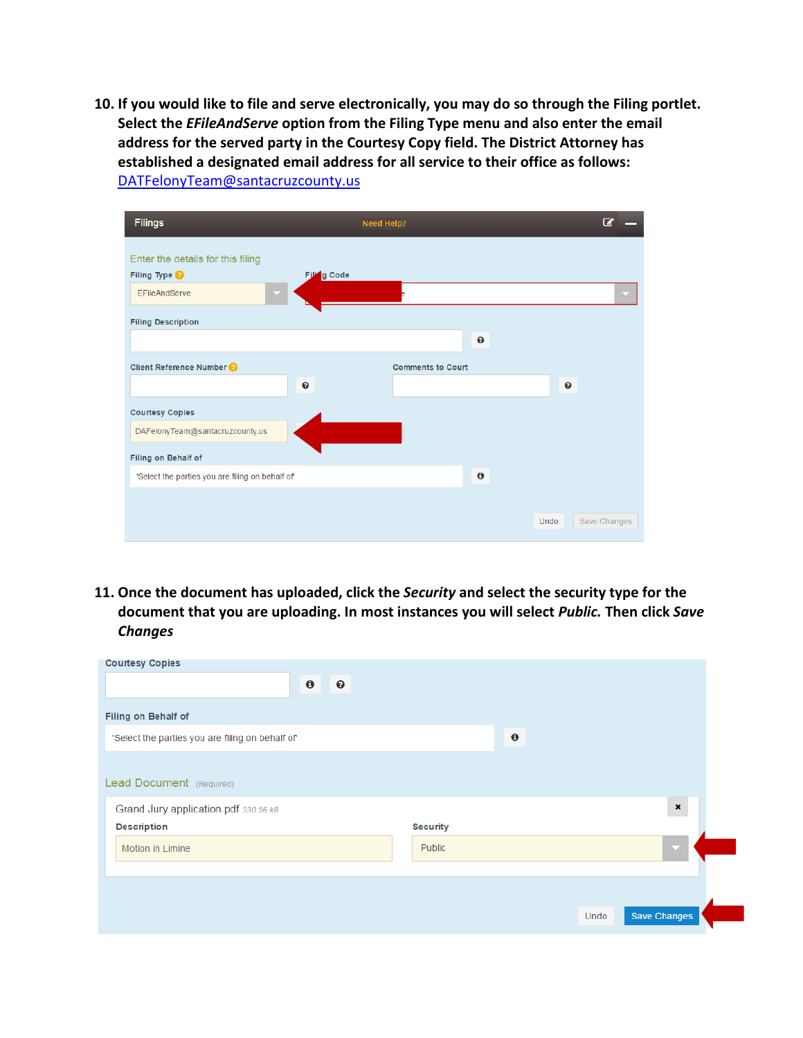10. **If you would like to file and serve electronically, you may do so through the Filing portlet. Select the *EFileAndServe* option from the Filing Type menu and also enter the email address for the served party in the Courtesy Copy field. The District Attorney has established a designated email address for all service to their office as follows:** [DATFelonyTeam@santacruzcounty.us](mailto:DATFelonyTeam@santacruzcounty.us)

11. **Once the document has uploaded, click the *Security* and select the security type for the document that you are uploading. In most instances you will select *Public.* Then click *Save Changes***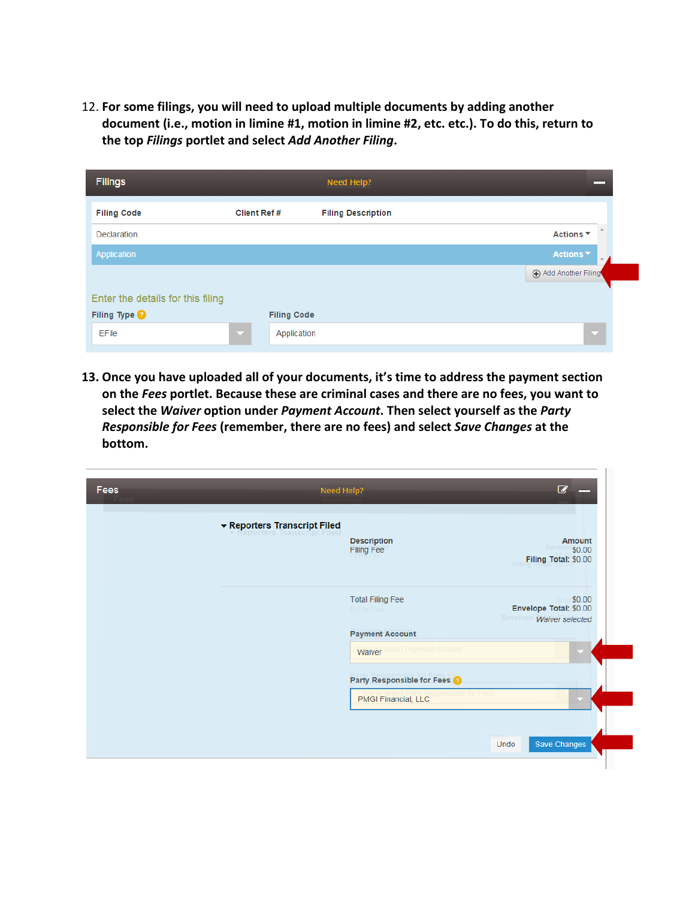12. For some filings, you will need to upload multiple documents by adding another document (i.e., motion in limine #1, motion in limine #2, etc. etc.). To do this, return to the top *Filings* portlet and select *Add Another Filing*.

13. **Once you have uploaded all of your documents, it's time to address the payment section on the *Fees* portlet. Because these are criminal cases and there are no fees, you want to select the *Waiver* option under *Payment Account*. Then select yourself as the *Party Responsible for Fees* (remember, there are no fees) and select *Save Changes* at the bottom.**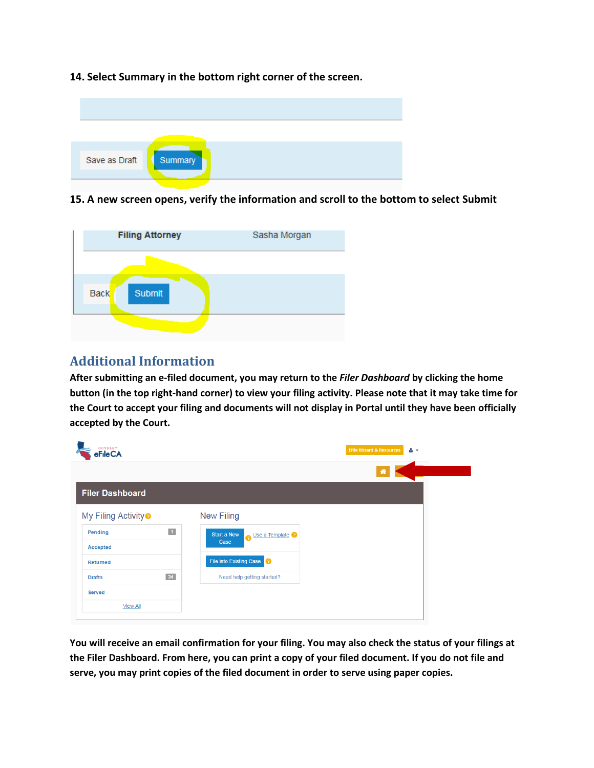**14. Select Summary in the bottom right corner of the screen.**

**15. A new screen opens, verify the information and scroll to the bottom to select Submit**

## Additional Information

**After submitting an e-filed document, you may return to the *Filer Dashboard* by clicking the home button (in the top right-hand corner) to view your filing activity. Please note that it may take time for the Court to accept your filing and documents will not display in Portal until they have been officially accepted by the Court.**

**You will receive an email confirmation for your filing. You may also check the status of your filings at the Filer Dashboard. From here, you can print a copy of your filed document. If you do not file and serve, you may print copies of the filed document in order to serve using paper copies.**